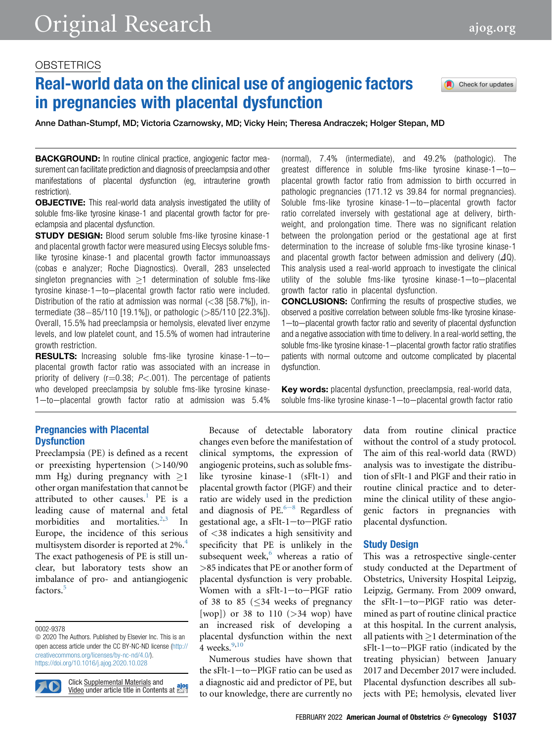OBSTETRICS

# Real-world data on the clinical use of angiogenic factors in pregnancies with placental dysfunction

Anne Dathan-Stumpf, MD; Victoria Czarnowsky, MD; Vicky Hein; Theresa Andraczek; Holger Stepan, MD

**BACKGROUND:** In routine clinical practice, angiogenic factor measurement can facilitate prediction and diagnosis of preeclampsia and other manifestations of placental dysfunction (eg, intrauterine growth restriction).

**OBJECTIVE:** This real-world data analysis investigated the utility of soluble fms-like tyrosine kinase-1 and placental growth factor for preeclampsia and placental dysfunction.

**STUDY DESIGN:** Blood serum soluble fms-like tyrosine kinase-1 and placental growth factor were measured using Elecsys soluble fms-like tyrosine kinase-1 and placental growth factor immunoassays (cobas e analyzer; Roche Diagnostics). Overall, 283 unselected singleton pregnancies with ≥1 determination of soluble fms-like tyrosine kinase-1—to—placental growth factor ratio were included. Distribution of the ratio at admission was normal (<38 [58.7%]), intermediate (38—85/110 [19.1%]), or pathologic (>85/110 [22.3%]). Overall, 15.5% had preeclampsia or hemolysis, elevated liver enzyme levels, and low platelet count, and 15.5% of women had intrauterine growth restriction.

**RESULTS:** Increasing soluble fms-like tyrosine kinase-1—to—placental growth factor ratio was associated with an increase in priority of delivery (r=0.38; $P<.001$). The percentage of patients who developed preeclampsia by soluble fms-like tyrosine kinase-1—to—placental growth factor ratio at admission was 5.4% (normal), 7.4% (intermediate), and 49.2% (pathologic). The greatest difference in soluble fms-like tyrosine kinase-1—to—placental growth factor ratio from admission to birth occurred in pathologic pregnancies (171.12 vs 39.84 for normal pregnancies). Soluble fms-like tyrosine kinase-1—to—placental growth factor ratio correlated inversely with gestational age at delivery, birthweight, and prolongation time. There was no significant relation between the prolongation period or the gestational age at first determination to the increase of soluble fms-like tyrosine kinase-1 and placental growth factor between admission and delivery ($\Delta Q$). This analysis used a real-world approach to investigate the clinical utility of the soluble fms-like tyrosine kinase-1—to—placental growth factor ratio in placental dysfunction.

**CONCLUSIONS:** Confirming the results of prospective studies, we observed a positive correlation between soluble fms-like tyrosine kinase-1—to—placental growth factor ratio and severity of placental dysfunction and a negative association with time to delivery. In a real-world setting, the soluble fms-like tyrosine kinase-1—placental growth factor ratio stratifies patients with normal outcome and outcome complicated by placental dysfunction.

**Key words:** placental dysfunction, preeclampsia, real-world data, soluble fms-like tyrosine kinase-1—to—placental growth factor ratio

## Pregnancies with Placental Dysfunction

Preeclampsia (PE) is defined as a recent or preexisting hypertension (>140/90 mm Hg) during pregnancy with ≥1 other organ manifestation that cannot be attributed to other causes.[1] PE is a leading cause of maternal and fetal morbidities and mortalities.[2,3] In Europe, the incidence of this serious multisystem disorder is reported at 2%.[4] The exact pathogenesis of PE is still unclear, but laboratory tests show an imbalance of pro- and antiangiogenic factors.[5]

Because of detectable laboratory changes even before the manifestation of clinical symptoms, the expression of angiogenic proteins, such as soluble fms-like tyrosine kinase-1 (sFlt-1) and placental growth factor (PlGF) and their ratio are widely used in the prediction and diagnosis of PE.[6–8] Regardless of gestational age, a sFlt-1—to—PlGF ratio of <38 indicates a high sensitivity and specificity that PE is unlikely in the subsequent week,[6] whereas a ratio of >85 indicates that PE or another form of placental dysfunction is very probable. Women with a sFlt-1—to—PlGF ratio of 38 to 85 (≤34 weeks of pregnancy [wop]) or 38 to 110 (>34 wop) have an increased risk of developing a placental dysfunction within the next 4 weeks.[9,10]

Numerous studies have shown that the sFlt-1—to—PlGF ratio can be used as a diagnostic aid and predictor of PE, but to our knowledge, there are currently no data from routine clinical practice without the control of a study protocol. The aim of this real-world data (RWD) analysis was to investigate the distribution of sFlt-1 and PlGF and their ratio in routine clinical practice and to determine the clinical utility of these angiogenic factors in pregnancies with placental dysfunction.

## Study Design

This was a retrospective single-center study conducted at the Department of Obstetrics, University Hospital Leipzig, Leipzig, Germany. From 2009 onward, the sFlt-1—to—PlGF ratio was determined as part of routine clinical practice at this hospital. In the current analysis, all patients with ≥1 determination of the sFlt-1—to—PlGF ratio (indicated by the treating physician) between January 2017 and December 2017 were included. Placental dysfunction describes all subjects with PE; hemolysis, elevated liver

0002-9378
© 2020 The Authors. Published by Elsevier Inc. This is an open access article under the CC BY-NC-ND license (http://creativecommons.org/licenses/by-nc-nd/4.0/).
https://doi.org/10.1016/j.ajog.2020.10.028

Click Supplemental Materials and Video under article title in Contents at ajog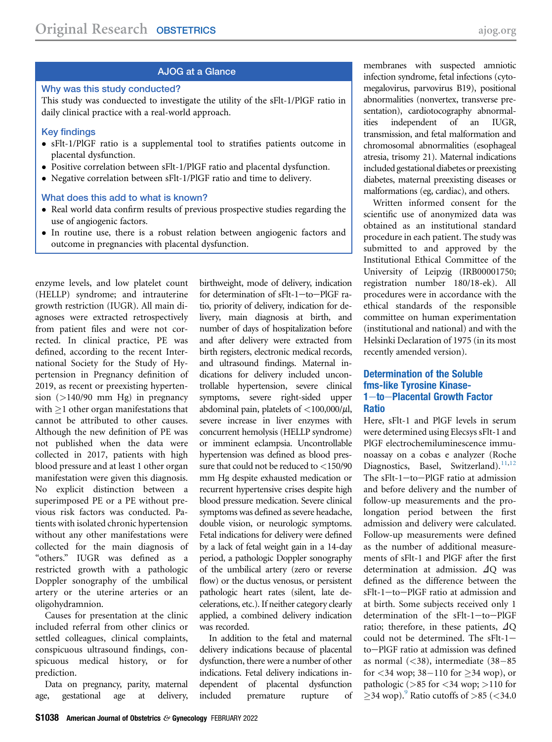## AJOG at a Glance

**Why was this study conducted?**

This study was conducted to investigate the utility of the sFlt-1/PlGF ratio in daily clinical practice with a real-world approach.

**Key findings**

- sFlt-1/PlGF ratio is a supplemental tool to stratifies patients outcome in placental dysfunction.
- Positive correlation between sFlt-1/PlGF ratio and placental dysfunction.
- Negative correlation between sFlt-1/PlGF ratio and time to delivery.

**What does this add to what is known?**

- Real world data confirm results of previous prospective studies regarding the use of angiogenic factors.
- In routine use, there is a robust relation between angiogenic factors and outcome in pregnancies with placental dysfunction.

enzyme levels, and low platelet count (HELLP) syndrome; and intrauterine growth restriction (IUGR). All main diagnoses were extracted retrospectively from patient files and were not corrected. In clinical practice, PE was defined, according to the recent International Society for the Study of Hypertension in Pregnancy definition of 2019, as recent or preexisting hypertension (>140/90 mm Hg) in pregnancy with ≥1 other organ manifestations that cannot be attributed to other causes. Although the new definition of PE was not published when the data were collected in 2017, patients with high blood pressure and at least 1 other organ manifestation were given this diagnosis. No explicit distinction between a superimposed PE or a PE without previous risk factors was conducted. Patients with isolated chronic hypertension without any other manifestations were collected for the main diagnosis of "others." IUGR was defined as a restricted growth with a pathologic Doppler sonography of the umbilical artery or the uterine arteries or an oligohydramnion.

Causes for presentation at the clinic included referral from other clinics or settled colleagues, clinical complaints, conspicuous ultrasound findings, conspicuous medical history, or for prediction.

Data on pregnancy, parity, maternal age, gestational age at delivery, birthweight, mode of delivery, indication for determination of sFlt-1–to–PlGF ratio, priority of delivery, indication for delivery, main diagnosis at birth, and number of days of hospitalization before and after delivery were extracted from birth registers, electronic medical records, and ultrasound findings. Maternal indications for delivery included uncontrollable hypertension, severe clinical symptoms, severe right-sided upper abdominal pain, platelets of <100,000/μl, severe increase in liver enzymes with concurrent hemolysis (HELLP syndrome) or imminent eclampsia. Uncontrollable hypertension was defined as blood pressure that could not be reduced to <150/90 mm Hg despite exhausted medication or recurrent hypertensive crises despite high blood pressure medication. Severe clinical symptoms was defined as severe headache, double vision, or neurologic symptoms. Fetal indications for delivery were defined by a lack of fetal weight gain in a 14-day period, a pathologic Doppler sonography of the umbilical artery (zero or reverse flow) or the ductus venosus, or persistent pathologic heart rates (silent, late decelerations, etc.). If neither category clearly applied, a combined delivery indication was recorded.

In addition to the fetal and maternal delivery indications because of placental dysfunction, there were a number of other indications. Fetal delivery indications independent of placental dysfunction included premature rupture of membranes with suspected amniotic infection syndrome, fetal infections (cytomegalovirus, parvovirus B19), positional abnormalities (nonvertex, transverse presentation), cardiotocography abnormalities independent of an IUGR, transmission, and fetal malformation and chromosomal abnormalities (esophageal atresia, trisomy 21). Maternal indications included gestational diabetes or preexisting diabetes, maternal preexisting diseases or malformations (eg, cardiac), and others.

Written informed consent for the scientific use of anonymized data was obtained as an institutional standard procedure in each patient. The study was submitted to and approved by the Institutional Ethical Committee of the University of Leipzig (IRB00001750; registration number 180/18-ek). All procedures were in accordance with the ethical standards of the responsible committee on human experimentation (institutional and national) and with the Helsinki Declaration of 1975 (in its most recently amended version).

### Determination of the Soluble fms-like Tyrosine Kinase-1–to–Placental Growth Factor Ratio

Here, sFlt-1 and PlGF levels in serum were determined using Elecsys sFlt-1 and PlGF electrochemiluminescence immunoassay on a cobas e analyzer (Roche Diagnostics, Basel, Switzerland).[11,12] The sFlt-1–to–PlGF ratio at admission and before delivery and the number of follow-up measurements and the prolongation period between the first admission and delivery were calculated. Follow-up measurements were defined as the number of additional measurements of sFlt-1 and PlGF after the first determination at admission. $\Delta Q$ was defined as the difference between the sFlt-1–to–PlGF ratio at admission and at birth. Some subjects received only 1 determination of the sFlt-1–to–PlGF ratio; therefore, in these patients, $\Delta Q$ could not be determined. The sFlt-1–to–PlGF ratio at admission was defined as normal (<38), intermediate (38–85 for <34 wop; 38–110 for ≥34 wop), or pathologic (>85 for <34 wop; >110 for ≥34 wop).[9] Ratio cutoffs of >85 (<34.0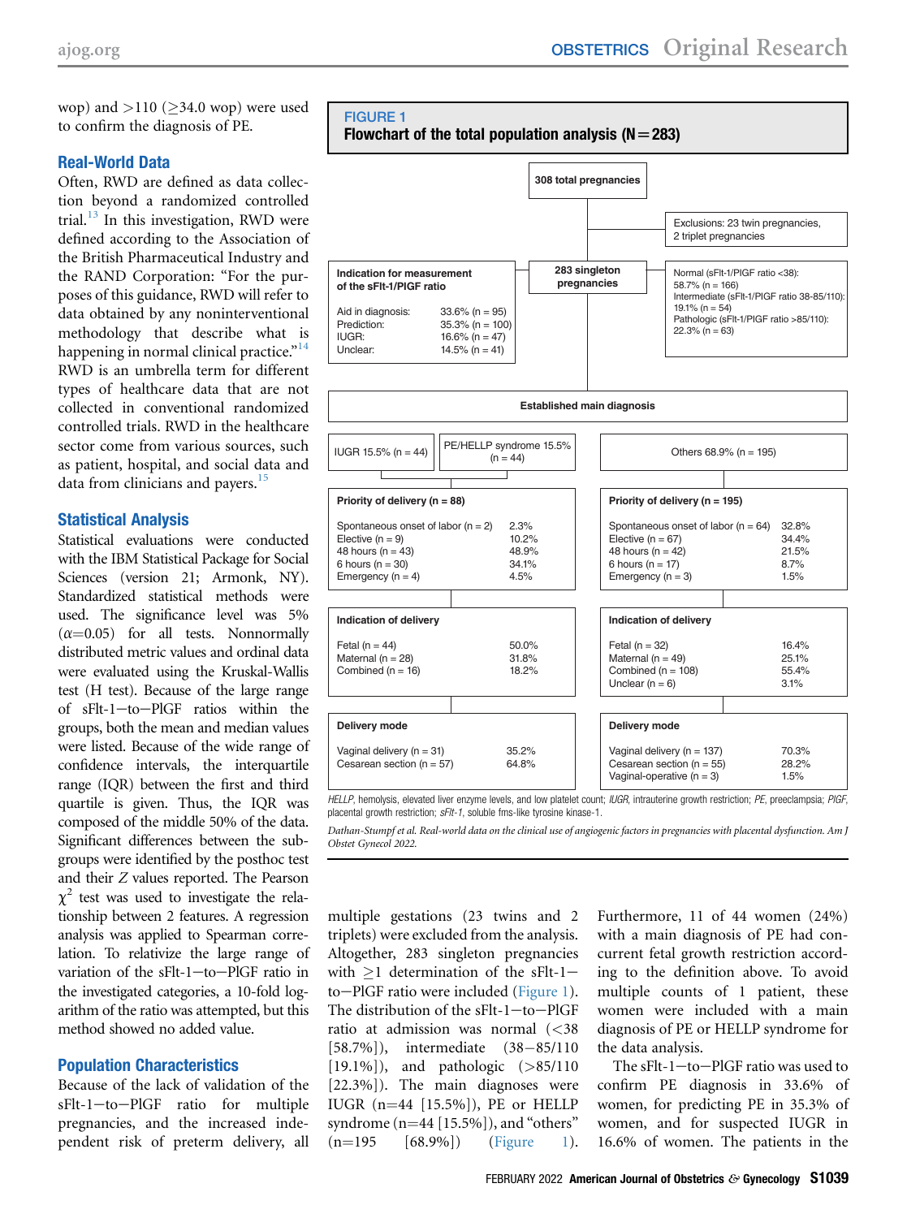wop) and >110 (≥34.0 wop) were used to confirm the diagnosis of PE.

## Real-World Data

Often, RWD are defined as data collection beyond a randomized controlled trial.[13] In this investigation, RWD were defined according to the Association of the British Pharmaceutical Industry and the RAND Corporation: "For the purposes of this guidance, RWD will refer to data obtained by any noninterventional methodology that describe what is happening in normal clinical practice."[14] RWD is an umbrella term for different types of healthcare data that are not collected in conventional randomized controlled trials. RWD in the healthcare sector come from various sources, such as patient, hospital, and social data and data from clinicians and payers.[15]

## Statistical Analysis

Statistical evaluations were conducted with the IBM Statistical Package for Social Sciences (version 21; Armonk, NY). Standardized statistical methods were used. The significance level was 5% ($\alpha$=0.05) for all tests. Nonnormally distributed metric values and ordinal data were evaluated using the Kruskal-Wallis test (H test). Because of the large range of sFlt-1–to–PlGF ratios within the groups, both the mean and median values were listed. Because of the wide range of confidence intervals, the interquartile range (IQR) between the first and third quartile is given. Thus, the IQR was composed of the middle 50% of the data. Significant differences between the subgroups were identified by the posthoc test and their Z values reported. The Pearson $\chi^2$ test was used to investigate the relationship between 2 features. A regression analysis was applied to Spearman correlation. To relativize the large range of variation of the sFlt-1–to–PlGF ratio in the investigated categories, a 10-fold logarithm of the ratio was attempted, but this method showed no added value.

## Population Characteristics

Because of the lack of validation of the sFlt-1–to–PlGF ratio for multiple pregnancies, and the increased independent risk of preterm delivery, all multiple gestations (23 twins and 2 triplets) were excluded from the analysis. Altogether, 283 singleton pregnancies with ≥1 determination of the sFlt-1–to–PlGF ratio were included (Figure 1). The distribution of the sFlt-1–to–PlGF ratio at admission was normal (<38 [58.7%]), intermediate (38–85/110 [19.1%]), and pathologic (>85/110 [22.3%]). The main diagnoses were IUGR (n=44 [15.5%]), PE or HELLP syndrome (n=44 [15.5%]), and "others" (n=195 [68.9%]) (Figure 1). Furthermore, 11 of 44 women (24%) with a main diagnosis of PE had concurrent fetal growth restriction according to the definition above. To avoid multiple counts of 1 patient, these women were included with a main diagnosis of PE or HELLP syndrome for the data analysis.

The sFlt-1–to–PlGF ratio was used to confirm PE diagnosis in 33.6% of women, for predicting PE in 35.3% of women, and for suspected IUGR in 16.6% of women. The patients in the

**FIGURE 1**
**Flowchart of the total population analysis (N=283)**

308 total pregnancies

Exclusions: 23 twin pregnancies, 2 triplet pregnancies

283 singleton pregnancies

**Indication for measurement of the sFlt-1/PlGF ratio**

| | |
|---|---|
| Aid in diagnosis: | 33.6% (n = 95) |
| Prediction: | 35.3% (n = 100) |
| IUGR: | 16.6% (n = 47) |
| Unclear: | 14.5% (n = 41) |

Normal (sFlt-1/PlGF ratio <38): 58.7% (n = 166)
Intermediate (sFlt-1/PlGF ratio 38-85/110): 19.1% (n = 54)
Pathologic (sFlt-1/PlGF ratio >85/110): 22.3% (n = 63)

**Established main diagnosis**

IUGR 15.5% (n = 44) | PE/HELLP syndrome 15.5% (n = 44) | Others 68.9% (n = 195)

**Priority of delivery (n = 88)**

| | |
|---|---|
| Spontaneous onset of labor (n = 2) | 2.3% |
| Elective (n = 9) | 10.2% |
| 48 hours (n = 43) | 48.9% |
| 6 hours (n = 30) | 34.1% |
| Emergency (n = 4) | 4.5% |

**Indication of delivery**

| | |
|---|---|
| Fetal (n = 44) | 50.0% |
| Maternal (n = 28) | 31.8% |
| Combined (n = 16) | 18.2% |

**Delivery mode**

| | |
|---|---|
| Vaginal delivery (n = 31) | 35.2% |
| Cesarean section (n = 57) | 64.8% |

**Priority of delivery (n = 195)**

| | |
|---|---|
| Spontaneous onset of labor (n = 64) | 32.8% |
| Elective (n = 67) | 34.4% |
| 48 hours (n = 42) | 21.5% |
| 6 hours (n = 17) | 8.7% |
| Emergency (n = 3) | 1.5% |

**Indication of delivery**

| | |
|---|---|
| Fetal (n = 32) | 16.4% |
| Maternal (n = 49) | 25.1% |
| Combined (n = 108) | 55.4% |
| Unclear (n = 6) | 3.1% |

**Delivery mode**

| | |
|---|---|
| Vaginal delivery (n = 137) | 70.3% |
| Cesarean section (n = 55) | 28.2% |
| Vaginal-operative (n = 3) | 1.5% |

*HELLP*, hemolysis, elevated liver enzyme levels, and low platelet count; *IUGR*, intrauterine growth restriction; *PE*, preeclampsia; *PlGF*, placental growth restriction; *sFlt-1*, soluble fms-like tyrosine kinase-1.

*Dathan-Stumpf et al. Real-world data on the clinical use of angiogenic factors in pregnancies with placental dysfunction. Am J Obstet Gynecol 2022.*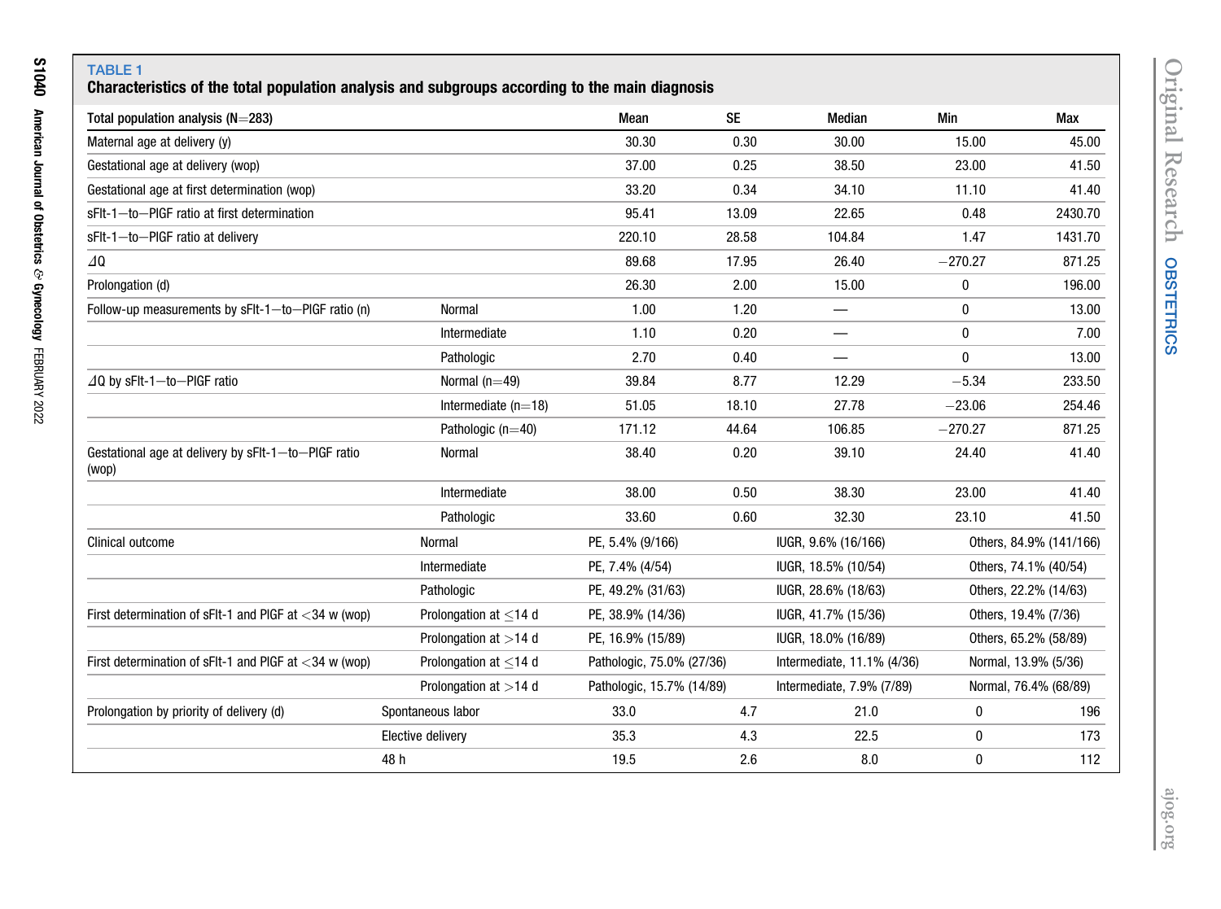**TABLE 1**

**Characteristics of the total population analysis and subgroups according to the main diagnosis**

| Total population analysis (N=283) | | Mean | SE | Median | Min | Max |
|---|---|---|---|---|---|---|
| Maternal age at delivery (y) | | 30.30 | 0.30 | 30.00 | 15.00 | 45.00 |
| Gestational age at delivery (wop) | | 37.00 | 0.25 | 38.50 | 23.00 | 41.50 |
| Gestational age at first determination (wop) | | 33.20 | 0.34 | 34.10 | 11.10 | 41.40 |
| sFlt-1—to—PlGF ratio at first determination | | 95.41 | 13.09 | 22.65 | 0.48 | 2430.70 |
| sFlt-1—to—PlGF ratio at delivery | | 220.10 | 28.58 | 104.84 | 1.47 | 1431.70 |
| ⊿Q | | 89.68 | 17.95 | 26.40 | −270.27 | 871.25 |
| Prolongation (d) | | 26.30 | 2.00 | 15.00 | 0 | 196.00 |
| Follow-up measurements by sFlt-1—to—PlGF ratio (n) | Normal | 1.00 | 1.20 | — | 0 | 13.00 |
| | Intermediate | 1.10 | 0.20 | — | 0 | 7.00 |
| | Pathologic | 2.70 | 0.40 | — | 0 | 13.00 |
| ⊿Q by sFlt-1—to—PlGF ratio | Normal (n=49) | 39.84 | 8.77 | 12.29 | −5.34 | 233.50 |
| | Intermediate (n=18) | 51.05 | 18.10 | 27.78 | −23.06 | 254.46 |
| | Pathologic (n=40) | 171.12 | 44.64 | 106.85 | −270.27 | 871.25 |
| Gestational age at delivery by sFlt-1—to—PlGF ratio (wop) | Normal | 38.40 | 0.20 | 39.10 | 24.40 | 41.40 |
| | Intermediate | 38.00 | 0.50 | 38.30 | 23.00 | 41.40 |
| | Pathologic | 33.60 | 0.60 | 32.30 | 23.10 | 41.50 |
| Clinical outcome | Normal | PE, 5.4% (9/166) | | IUGR, 9.6% (16/166) | Others, 84.9% (141/166) | |
| | Intermediate | PE, 7.4% (4/54) | | IUGR, 18.5% (10/54) | Others, 74.1% (40/54) | |
| | Pathologic | PE, 49.2% (31/63) | | IUGR, 28.6% (18/63) | Others, 22.2% (14/63) | |
| First determination of sFlt-1 and PlGF at <34 w (wop) | Prolongation at ≤14 d | PE, 38.9% (14/36) | | IUGR, 41.7% (15/36) | Others, 19.4% (7/36) | |
| | Prolongation at >14 d | PE, 16.9% (15/89) | | IUGR, 18.0% (16/89) | Others, 65.2% (58/89) | |
| First determination of sFlt-1 and PlGF at <34 w (wop) | Prolongation at ≤14 d | Pathologic, 75.0% (27/36) | | Intermediate, 11.1% (4/36) | Normal, 13.9% (5/36) | |
| | Prolongation at >14 d | Pathologic, 15.7% (14/89) | | Intermediate, 7.9% (7/89) | Normal, 76.4% (68/89) | |
| Prolongation by priority of delivery (d) | Spontaneous labor | 33.0 | 4.7 | 21.0 | 0 | 196 |
| | Elective delivery | 35.3 | 4.3 | 22.5 | 0 | 173 |
| | 48 h | 19.5 | 2.6 | 8.0 | 0 | 112 |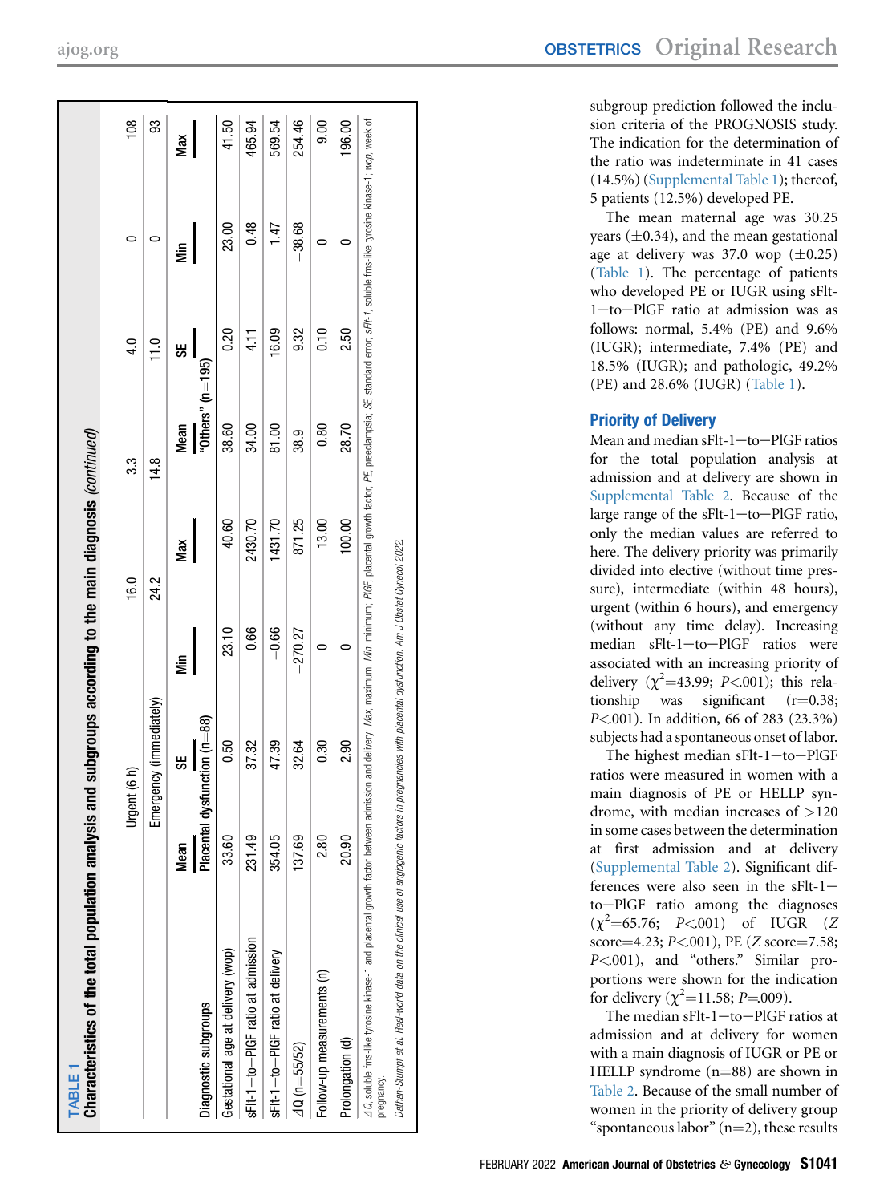**TABLE 1**
**Characteristics of the total population analysis and subgroups according to the main diagnosis** *(continued)*

| | Urgent (6 h) | | | | 3.3 | 16.0 | 4.0 | 0 | 108 |
|---|---|---|---|---|---|---|---|---|---|
| | Emergency (immediately) | | | | 14.8 | 24.2 | 11.0 | 0 | 93 |
| Diagnostic subgroups | Mean | SE | Min | Max | Mean | SE | Min | Max | |
| | Placental dysfunction (n=88) | | | | "Others" (n=195) | | | | |
| Gestational age at delivery (wop) | 33.60 | 0.50 | 23.10 | 40.60 | 38.60 | 0.20 | 23.00 | 41.50 | |
| sFlt-1−to−PlGF ratio at admission | 231.49 | 37.32 | 0.66 | 2430.70 | 34.00 | 4.11 | 0.48 | 465.94 | |
| sFlt-1−to−PlGF ratio at delivery | 354.05 | 47.39 | −0.66 | 1431.70 | 81.00 | 16.09 | 1.47 | 569.54 | |
| $\Delta Q$ (n=55/52) | 137.69 | 32.64 | −270.27 | 871.25 | 38.9 | 9.32 | −38.68 | 254.46 | |
| Follow-up measurements (n) | 2.80 | 0.30 | 0 | 13.00 | 0.80 | 0.10 | 0 | 9.00 | |
| Prolongation (d) | 20.90 | 2.90 | 0 | 100.00 | 28.70 | 2.50 | 0 | 196.00 | |

*ΔQ*, soluble fms-like tyrosine kinase-1 and placental growth factor between admission and delivery; *Max*, maximum; *Min*, minimum; *PlGF*, placental growth factor; *PE*, preeclampsia; *SE*, standard error; *sFlt-1*, soluble fms-like tyrosine kinase-1; *wop*, week of pregnancy.

*Dathan-Stumpf et al. Real-world data on the clinical use of angiogenic factors in pregnancies with placental dysfunction. Am J Obstet Gynecol 2022.*

subgroup prediction followed the inclusion criteria of the PROGNOSIS study. The indication for the determination of the ratio was indeterminate in 41 cases (14.5%) (Supplemental Table 1); thereof, 5 patients (12.5%) developed PE.

The mean maternal age was 30.25 years (±0.34), and the mean gestational age at delivery was 37.0 wop (±0.25) (Table 1). The percentage of patients who developed PE or IUGR using sFlt-1−to−PlGF ratio at admission was as follows: normal, 5.4% (PE) and 9.6% (IUGR); intermediate, 7.4% (PE) and 18.5% (IUGR); and pathologic, 49.2% (PE) and 28.6% (IUGR) (Table 1).

## Priority of Delivery

Mean and median sFlt-1−to−PlGF ratios for the total population analysis at admission and at delivery are shown in Supplemental Table 2. Because of the large range of the sFlt-1−to−PlGF ratio, only the median values are referred to here. The delivery priority was primarily divided into elective (without time pressure), intermediate (within 48 hours), urgent (within 6 hours), and emergency (without any time delay). Increasing median sFlt-1−to−PlGF ratios were associated with an increasing priority of delivery ($\chi^2$=43.99; $P$<.001); this relationship was significant (r=0.38; $P$<.001). In addition, 66 of 283 (23.3%) subjects had a spontaneous onset of labor.

The highest median sFlt-1−to−PlGF ratios were measured in women with a main diagnosis of PE or HELLP syndrome, with median increases of >120 in some cases between the determination at first admission and at delivery (Supplemental Table 2). Significant differences were also seen in the sFlt-1−to−PlGF ratio among the diagnoses ($\chi^2$=65.76; $P$<.001) of IUGR ($Z$ score=4.23; $P$<.001), PE ($Z$ score=7.58; $P$<.001), and "others." Similar proportions were shown for the indication for delivery ($\chi^2$=11.58; $P$=.009).

The median sFlt-1−to−PlGF ratios at admission and at delivery for women with a main diagnosis of IUGR or PE or HELLP syndrome (n=88) are shown in Table 2. Because of the small number of women in the priority of delivery group "spontaneous labor" (n=2), these results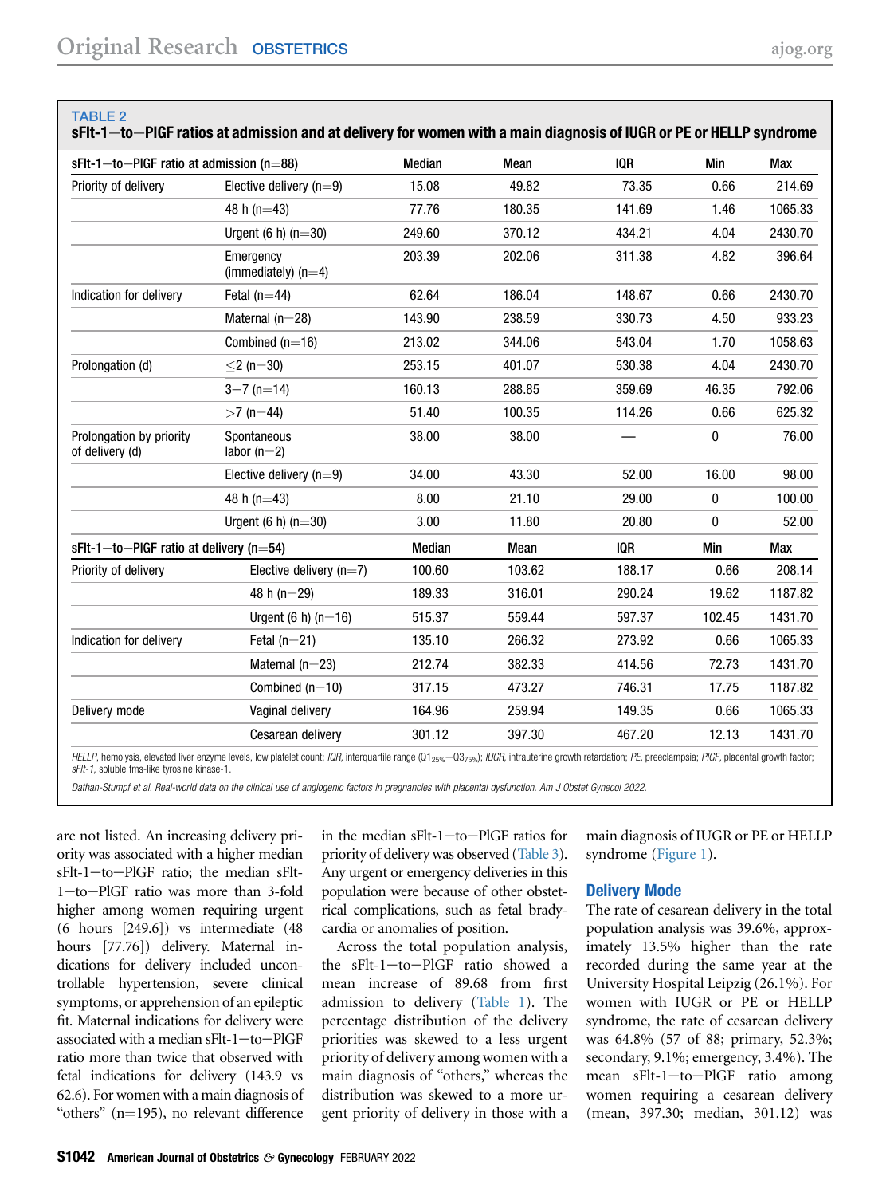**TABLE 2**
**sFlt-1–to–PlGF ratios at admission and at delivery for women with a main diagnosis of IUGR or PE or HELLP syndrome**

| sFlt-1–to–PlGF ratio at admission (n=88) | | Median | Mean | IQR | Min | Max |
|---|---|---|---|---|---|---|
| Priority of delivery | Elective delivery (n=9) | 15.08 | 49.82 | 73.35 | 0.66 | 214.69 |
| | 48 h (n=43) | 77.76 | 180.35 | 141.69 | 1.46 | 1065.33 |
| | Urgent (6 h) (n=30) | 249.60 | 370.12 | 434.21 | 4.04 | 2430.70 |
| | Emergency (immediately) (n=4) | 203.39 | 202.06 | 311.38 | 4.82 | 396.64 |
| Indication for delivery | Fetal (n=44) | 62.64 | 186.04 | 148.67 | 0.66 | 2430.70 |
| | Maternal (n=28) | 143.90 | 238.59 | 330.73 | 4.50 | 933.23 |
| | Combined (n=16) | 213.02 | 344.06 | 543.04 | 1.70 | 1058.63 |
| Prolongation (d) | ≤2 (n=30) | 253.15 | 401.07 | 530.38 | 4.04 | 2430.70 |
| | 3–7 (n=14) | 160.13 | 288.85 | 359.69 | 46.35 | 792.06 |
| | >7 (n=44) | 51.40 | 100.35 | 114.26 | 0.66 | 625.32 |
| Prolongation by priority of delivery (d) | Spontaneous labor (n=2) | 38.00 | 38.00 | — | 0 | 76.00 |
| | Elective delivery (n=9) | 34.00 | 43.30 | 52.00 | 16.00 | 98.00 |
| | 48 h (n=43) | 8.00 | 21.10 | 29.00 | 0 | 100.00 |
| | Urgent (6 h) (n=30) | 3.00 | 11.80 | 20.80 | 0 | 52.00 |
| **sFlt-1–to–PlGF ratio at delivery (n=54)** | | **Median** | **Mean** | **IQR** | **Min** | **Max** |
| Priority of delivery | Elective delivery (n=7) | 100.60 | 103.62 | 188.17 | 0.66 | 208.14 |
| | 48 h (n=29) | 189.33 | 316.01 | 290.24 | 19.62 | 1187.82 |
| | Urgent (6 h) (n=16) | 515.37 | 559.44 | 597.37 | 102.45 | 1431.70 |
| Indication for delivery | Fetal (n=21) | 135.10 | 266.32 | 273.92 | 0.66 | 1065.33 |
| | Maternal (n=23) | 212.74 | 382.33 | 414.56 | 72.73 | 1431.70 |
| | Combined (n=10) | 317.15 | 473.27 | 746.31 | 17.75 | 1187.82 |
| Delivery mode | Vaginal delivery | 164.96 | 259.94 | 149.35 | 0.66 | 1065.33 |
| | Cesarean delivery | 301.12 | 397.30 | 467.20 | 12.13 | 1431.70 |

*HELLP*, hemolysis, elevated liver enzyme levels, low platelet count; *IQR*, interquartile range ($Q1_{25\%}$–$Q3_{75\%}$); *IUGR*, intrauterine growth retardation; *PE*, preeclampsia; *PlGF*, placental growth factor; *sFlt-1*, soluble fms-like tyrosine kinase-1.

*Dathan-Stumpf et al. Real-world data on the clinical use of angiogenic factors in pregnancies with placental dysfunction. Am J Obstet Gynecol 2022.*

are not listed. An increasing delivery priority was associated with a higher median sFlt-1–to–PlGF ratio; the median sFlt-1–to–PlGF ratio was more than 3-fold higher among women requiring urgent (6 hours [249.6]) vs intermediate (48 hours [77.76]) delivery. Maternal indications for delivery included uncontrollable hypertension, severe clinical symptoms, or apprehension of an epileptic fit. Maternal indications for delivery were associated with a median sFlt-1–to–PlGF ratio more than twice that observed with fetal indications for delivery (143.9 vs 62.6). For women with a main diagnosis of "others" (n=195), no relevant difference in the median sFlt-1–to–PlGF ratios for priority of delivery was observed (Table 3). Any urgent or emergency deliveries in this population were because of other obstetrical complications, such as fetal bradycardia or anomalies of position.

Across the total population analysis, the sFlt-1–to–PlGF ratio showed a mean increase of 89.68 from first admission to delivery (Table 1). The percentage distribution of the delivery priorities was skewed to a less urgent priority of delivery among women with a main diagnosis of "others," whereas the distribution was skewed to a more urgent priority of delivery in those with a main diagnosis of IUGR or PE or HELLP syndrome (Figure 1).

### Delivery Mode

The rate of cesarean delivery in the total population analysis was 39.6%, approximately 13.5% higher than the rate recorded during the same year at the University Hospital Leipzig (26.1%). For women with IUGR or PE or HELLP syndrome, the rate of cesarean delivery was 64.8% (57 of 88; primary, 52.3%; secondary, 9.1%; emergency, 3.4%). The mean sFlt-1–to–PlGF ratio among women requiring a cesarean delivery (mean, 397.30; median, 301.12) was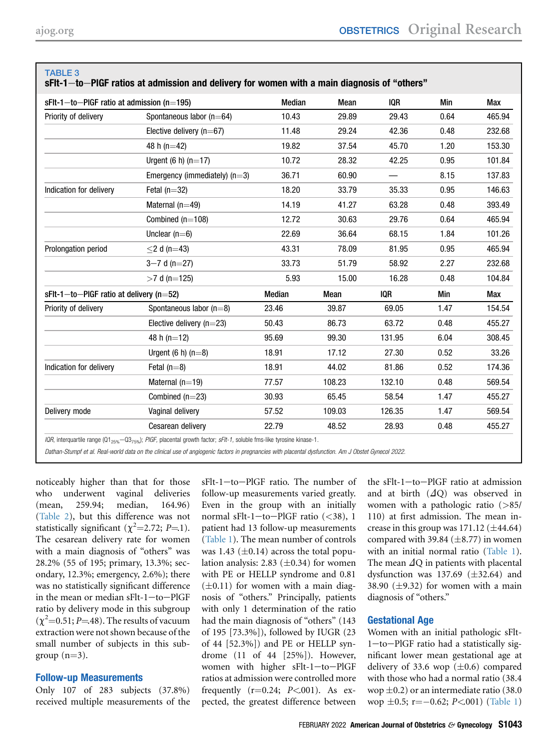**TABLE 3**
**sFlt-1–to–PlGF ratios at admission and delivery for women with a main diagnosis of "others"**

| sFlt-1–to–PlGF ratio at admission (n=195) | | Median | Mean | IQR | Min | Max |
|---|---|---|---|---|---|---|
| Priority of delivery | Spontaneous labor (n=64) | 10.43 | 29.89 | 29.43 | 0.64 | 465.94 |
| | Elective delivery (n=67) | 11.48 | 29.24 | 42.36 | 0.48 | 232.68 |
| | 48 h (n=42) | 19.82 | 37.54 | 45.70 | 1.20 | 153.30 |
| | Urgent (6 h) (n=17) | 10.72 | 28.32 | 42.25 | 0.95 | 101.84 |
| | Emergency (immediately) (n=3) | 36.71 | 60.90 | — | 8.15 | 137.83 |
| Indication for delivery | Fetal (n=32) | 18.20 | 33.79 | 35.33 | 0.95 | 146.63 |
| | Maternal (n=49) | 14.19 | 41.27 | 63.28 | 0.48 | 393.49 |
| | Combined (n=108) | 12.72 | 30.63 | 29.76 | 0.64 | 465.94 |
| | Unclear (n=6) | 22.69 | 36.64 | 68.15 | 1.84 | 101.26 |
| Prolongation period | ≤2 d (n=43) | 43.31 | 78.09 | 81.95 | 0.95 | 465.94 |
| | 3–7 d (n=27) | 33.73 | 51.79 | 58.92 | 2.27 | 232.68 |
| | >7 d (n=125) | 5.93 | 15.00 | 16.28 | 0.48 | 104.84 |
| **sFlt-1–to–PlGF ratio at delivery (n=52)** | | **Median** | **Mean** | **IQR** | **Min** | **Max** |
| Priority of delivery | Spontaneous labor (n=8) | 23.46 | 39.87 | 69.05 | 1.47 | 154.54 |
| | Elective delivery (n=23) | 50.43 | 86.73 | 63.72 | 0.48 | 455.27 |
| | 48 h (n=12) | 95.69 | 99.30 | 131.95 | 6.04 | 308.45 |
| | Urgent (6 h) (n=8) | 18.91 | 17.12 | 27.30 | 0.52 | 33.26 |
| Indication for delivery | Fetal (n=8) | 18.91 | 44.02 | 81.86 | 0.52 | 174.36 |
| | Maternal (n=19) | 77.57 | 108.23 | 132.10 | 0.48 | 569.54 |
| | Combined (n=23) | 30.93 | 65.45 | 58.54 | 1.47 | 455.27 |
| Delivery mode | Vaginal delivery | 57.52 | 109.03 | 126.35 | 1.47 | 569.54 |
| | Cesarean delivery | 22.79 | 48.52 | 28.93 | 0.48 | 455.27 |

*IQR*, interquartile range ($Q1_{25\%}$–$Q3_{75\%}$); *PlGF*, placental growth factor; *sFlt-1*, soluble fms-like tyrosine kinase-1.

*Dathan-Stumpf et al. Real-world data on the clinical use of angiogenic factors in pregnancies with placental dysfunction. Am J Obstet Gynecol 2022.*

noticeably higher than that for those who underwent vaginal deliveries (mean, 259.94; median, 164.96) (Table 2), but this difference was not statistically significant ($\chi^2$=2.72; $P$=.1). The cesarean delivery rate for women with a main diagnosis of "others" was 28.2% (55 of 195; primary, 13.3%; secondary, 12.3%; emergency, 2.6%); there was no statistically significant difference in the mean or median sFlt-1–to–PlGF ratio by delivery mode in this subgroup ($\chi^2$=0.51; $P$=.48). The results of vacuum extraction were not shown because of the small number of subjects in this subgroup (n=3).

### Follow-up Measurements

Only 107 of 283 subjects (37.8%) received multiple measurements of the sFlt-1–to–PlGF ratio. The number of follow-up measurements varied greatly. Even in the group with an initially normal sFlt-1–to–PlGF ratio (<38), 1 patient had 13 follow-up measurements (Table 1). The mean number of controls was 1.43 (±0.14) across the total population analysis: 2.83 (±0.34) for women with PE or HELLP syndrome and 0.81 (±0.11) for women with a main diagnosis of "others." Principally, patients with only 1 determination of the ratio had the main diagnosis of "others" (143 of 195 [73.3%]), followed by IUGR (23 of 44 [52.3%]) and PE or HELLP syndrome (11 of 44 [25%]). However, women with higher sFlt-1–to–PlGF ratios at admission were controlled more frequently (r=0.24; $P$<.001). As expected, the greatest difference between the sFlt-1–to–PlGF ratio at admission and at birth ($\Delta Q$) was observed in women with a pathologic ratio (>85/110) at first admission. The mean increase in this group was 171.12 (±44.64) compared with 39.84 (±8.77) in women with an initial normal ratio (Table 1). The mean $\Delta Q$ in patients with placental dysfunction was 137.69 (±32.64) and 38.90 (±9.32) for women with a main diagnosis of "others."

### Gestational Age

Women with an initial pathologic sFlt-1–to–PlGF ratio had a statistically significant lower mean gestational age at delivery of 33.6 wop (±0.6) compared with those who had a normal ratio (38.4 wop ±0.2) or an intermediate ratio (38.0 wop ±0.5; r=−0.62; $P$<.001) (Table 1)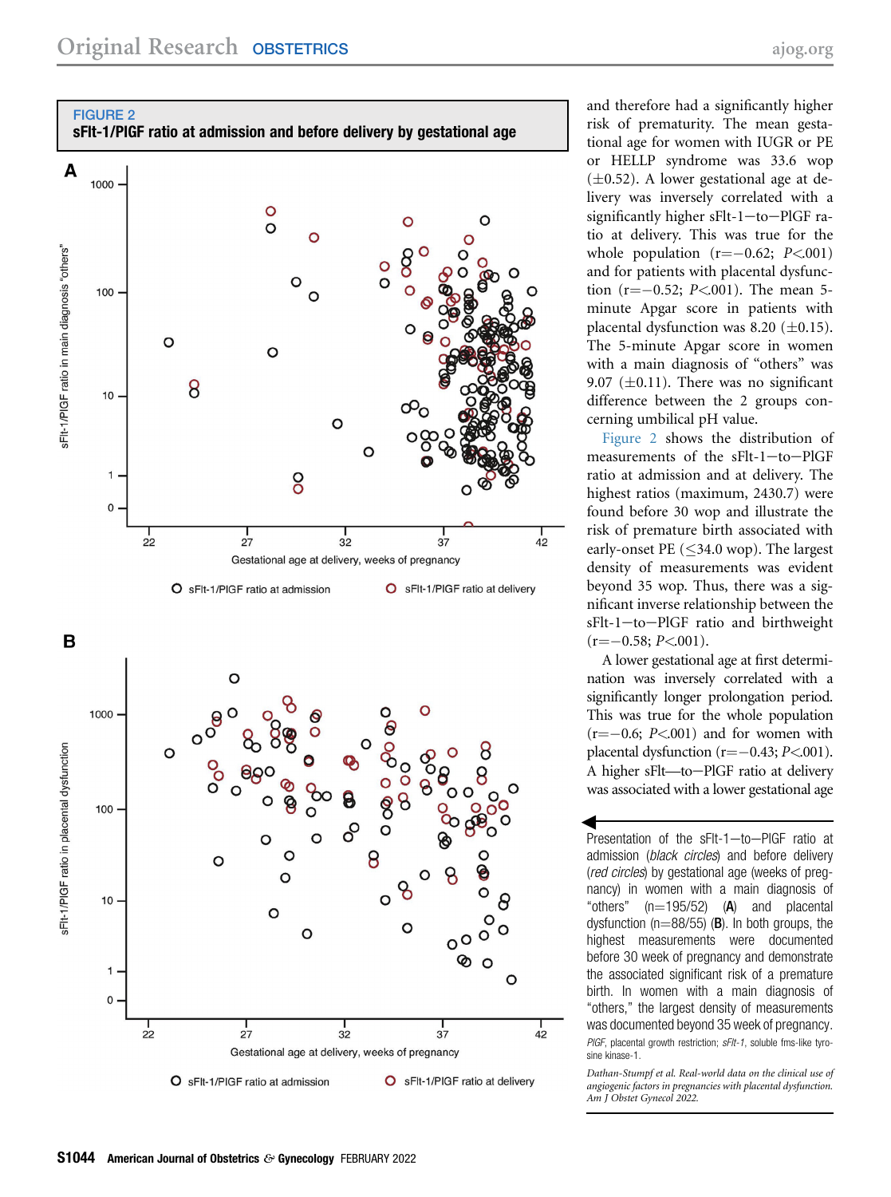**FIGURE 2**
**sFlt-1/PlGF ratio at admission and before delivery by gestational age**

Presentation of the sFlt-1–to–PlGF ratio at admission (*black circles*) and before delivery (*red circles*) by gestational age (weeks of pregnancy) in women with a main diagnosis of "others" (n=195/52) (**A**) and placental dysfunction (n=88/55) (**B**). In both groups, the highest measurements were documented before 30 week of pregnancy and demonstrate the associated significant risk of a premature birth. In women with a main diagnosis of "others," the largest density of measurements was documented beyond 35 week of pregnancy.

*PlGF*, placental growth restriction; *sFlt-1*, soluble fms-like tyrosine kinase-1.

*Dathan-Stumpf et al. Real-world data on the clinical use of angiogenic factors in pregnancies with placental dysfunction. Am J Obstet Gynecol 2022.*

and therefore had a significantly higher risk of prematurity. The mean gestational age for women with IUGR or PE or HELLP syndrome was 33.6 wop (±0.52). A lower gestational age at delivery was inversely correlated with a significantly higher sFlt-1–to–PlGF ratio at delivery. This was true for the whole population ($r=-0.62$; $P<.001$) and for patients with placental dysfunction ($r=-0.52$; $P<.001$). The mean 5-minute Apgar score in patients with placental dysfunction was 8.20 (±0.15). The 5-minute Apgar score in women with a main diagnosis of "others" was 9.07 (±0.11). There was no significant difference between the 2 groups concerning umbilical pH value.

Figure 2 shows the distribution of measurements of the sFlt-1–to–PlGF ratio at admission and at delivery. The highest ratios (maximum, 2430.7) were found before 30 wop and illustrate the risk of premature birth associated with early-onset PE (≤34.0 wop). The largest density of measurements was evident beyond 35 wop. Thus, there was a significant inverse relationship between the sFlt-1–to–PlGF ratio and birthweight ($r=-0.58$; $P<.001$).

A lower gestational age at first determination was inversely correlated with a significantly longer prolongation period. This was true for the whole population ($r=-0.6$; $P<.001$) and for women with placental dysfunction ($r=-0.43$; $P<.001$). A higher sFlt–to–PlGF ratio at delivery was associated with a lower gestational age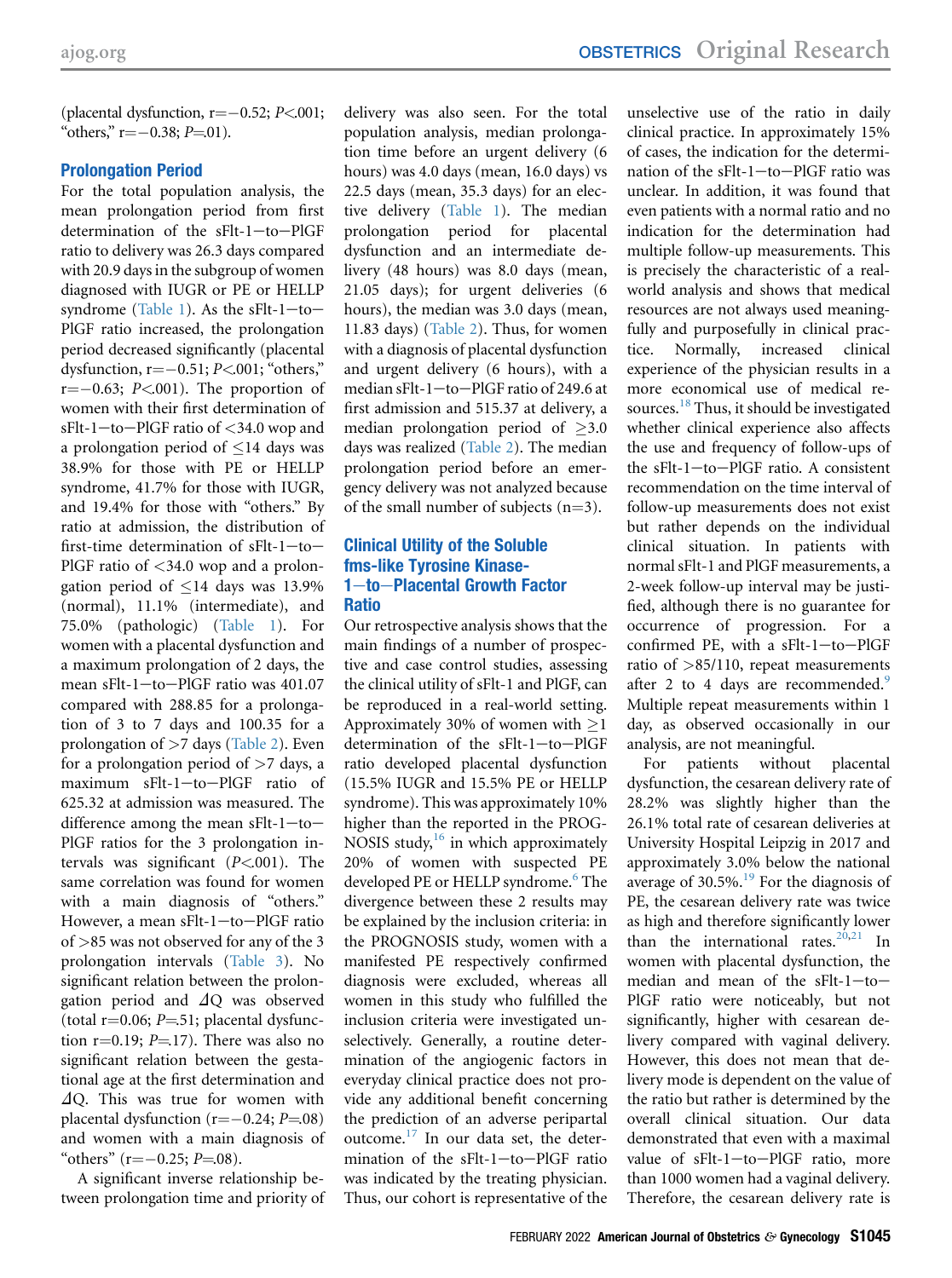(placental dysfunction, r=−0.52; $P<.001$; "others," r=−0.38; $P$=.01).

## Prolongation Period

For the total population analysis, the mean prolongation period from first determination of the sFlt-1−to−PlGF ratio to delivery was 26.3 days compared with 20.9 days in the subgroup of women diagnosed with IUGR or PE or HELLP syndrome (Table 1). As the sFlt-1−to−PlGF ratio increased, the prolongation period decreased significantly (placental dysfunction, r=−0.51; $P<.001$; "others," r=−0.63; $P<.001$). The proportion of women with their first determination of sFlt-1−to−PlGF ratio of <34.0 wop and a prolongation period of ≤14 days was 38.9% for those with PE or HELLP syndrome, 41.7% for those with IUGR, and 19.4% for those with "others." By ratio at admission, the distribution of first-time determination of sFlt-1−to−PlGF ratio of <34.0 wop and a prolongation period of ≤14 days was 13.9% (normal), 11.1% (intermediate), and 75.0% (pathologic) (Table 1). For women with a placental dysfunction and a maximum prolongation of 2 days, the mean sFlt-1−to−PlGF ratio was 401.07 compared with 288.85 for a prolongation of 3 to 7 days and 100.35 for a prolongation of >7 days (Table 2). Even for a prolongation period of >7 days, a maximum sFlt-1−to−PlGF ratio of 625.32 at admission was measured. The difference among the mean sFlt-1−to−PlGF ratios for the 3 prolongation intervals was significant ($P<.001$). The same correlation was found for women with a main diagnosis of "others." However, a mean sFlt-1−to−PlGF ratio of >85 was not observed for any of the 3 prolongation intervals (Table 3). No significant relation between the prolongation period and $\Delta Q$ was observed (total r=0.06; $P$=.51; placental dysfunction r=0.19; $P$=.17). There was also no significant relation between the gestational age at the first determination and $\Delta Q$. This was true for women with placental dysfunction (r=−0.24; $P$=.08) and women with a main diagnosis of "others" (r=−0.25; $P$=.08).

A significant inverse relationship between prolongation time and priority of delivery was also seen. For the total population analysis, median prolongation time before an urgent delivery (6 hours) was 4.0 days (mean, 16.0 days) vs 22.5 days (mean, 35.3 days) for an elective delivery (Table 1). The median prolongation period for placental dysfunction and an intermediate delivery (48 hours) was 8.0 days (mean, 21.05 days); for urgent deliveries (6 hours), the median was 3.0 days (mean, 11.83 days) (Table 2). Thus, for women with a diagnosis of placental dysfunction and urgent delivery (6 hours), with a median sFlt-1−to−PlGF ratio of 249.6 at first admission and 515.37 at delivery, a median prolongation period of ≥3.0 days was realized (Table 2). The median prolongation period before an emergency delivery was not analyzed because of the small number of subjects (n=3).

## Clinical Utility of the Soluble fms-like Tyrosine Kinase-1−to−Placental Growth Factor Ratio

Our retrospective analysis shows that the main findings of a number of prospective and case control studies, assessing the clinical utility of sFlt-1 and PlGF, can be reproduced in a real-world setting. Approximately 30% of women with ≥1 determination of the sFlt-1−to−PlGF ratio developed placental dysfunction (15.5% IUGR and 15.5% PE or HELLP syndrome). This was approximately 10% higher than the reported in the PROGNOSIS study,[16] in which approximately 20% of women with suspected PE developed PE or HELLP syndrome.[6] The divergence between these 2 results may be explained by the inclusion criteria: in the PROGNOSIS study, women with a manifested PE respectively confirmed diagnosis were excluded, whereas all women in this study who fulfilled the inclusion criteria were investigated unselectively. Generally, a routine determination of the angiogenic factors in everyday clinical practice does not provide any additional benefit concerning the prediction of an adverse peripartal outcome.[17] In our data set, the determination of the sFlt-1−to−PlGF ratio was indicated by the treating physician. Thus, our cohort is representative of the unselective use of the ratio in daily clinical practice. In approximately 15% of cases, the indication for the determination of the sFlt-1−to−PlGF ratio was unclear. In addition, it was found that even patients with a normal ratio and no indication for the determination had multiple follow-up measurements. This is precisely the characteristic of a real-world analysis and shows that medical resources are not always used meaningfully and purposefully in clinical practice. Normally, increased clinical experience of the physician results in a more economical use of medical resources.[18] Thus, it should be investigated whether clinical experience also affects the use and frequency of follow-ups of the sFlt-1−to−PlGF ratio. A consistent recommendation on the time interval of follow-up measurements does not exist but rather depends on the individual clinical situation. In patients with normal sFlt-1 and PlGF measurements, a 2-week follow-up interval may be justified, although there is no guarantee for occurrence of progression. For a confirmed PE, with a sFlt-1−to−PlGF ratio of >85/110, repeat measurements after 2 to 4 days are recommended.[9] Multiple repeat measurements within 1 day, as observed occasionally in our analysis, are not meaningful.

For patients without placental dysfunction, the cesarean delivery rate of 28.2% was slightly higher than the 26.1% total rate of cesarean deliveries at University Hospital Leipzig in 2017 and approximately 3.0% below the national average of 30.5%.[19] For the diagnosis of PE, the cesarean delivery rate was twice as high and therefore significantly lower than the international rates.[20,21] In women with placental dysfunction, the median and mean of the sFlt-1−to−PlGF ratio were noticeably, but not significantly, higher with cesarean delivery compared with vaginal delivery. However, this does not mean that delivery mode is dependent on the value of the ratio but rather is determined by the overall clinical situation. Our data demonstrated that even with a maximal value of sFlt-1−to−PlGF ratio, more than 1000 women had a vaginal delivery. Therefore, the cesarean delivery rate is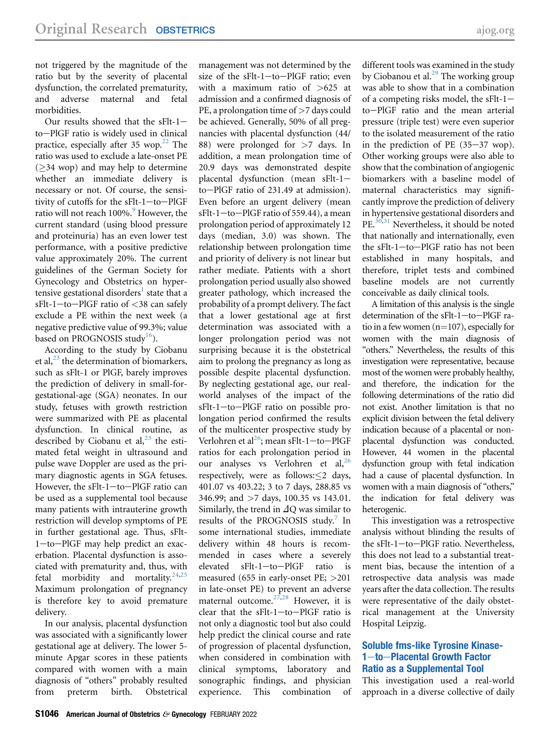not triggered by the magnitude of the ratio but by the severity of placental dysfunction, the correlated prematurity, and adverse maternal and fetal morbidities.

Our results showed that the sFlt-1−to−PlGF ratio is widely used in clinical practice, especially after 35 wop.[22] The ratio was used to exclude a late-onset PE (≥34 wop) and may help to determine whether an immediate delivery is necessary or not. Of course, the sensitivity of cutoffs for the sFlt-1−to−PlGF ratio will not reach 100%.[9] However, the current standard (using blood pressure and proteinuria) has an even lower test performance, with a positive predictive value approximately 20%. The current guidelines of the German Society for Gynecology and Obstetrics on hypertensive gestational disorders[1] state that a sFlt-1−to−PlGF ratio of <38 can safely exclude a PE within the next week (a negative predictive value of 99.3%; value based on PROGNOSIS study[16]).

According to the study by Ciobanu et al,[23] the determination of biomarkers, such as sFlt-1 or PlGF, barely improves the prediction of delivery in small-for-gestational-age (SGA) neonates. In our study, fetuses with growth restriction were summarized with PE as placental dysfunction. In clinical routine, as described by Ciobanu et al,[23] the estimated fetal weight in ultrasound and pulse wave Doppler are used as the primary diagnostic agents in SGA fetuses. However, the sFlt-1−to−PlGF ratio can be used as a supplemental tool because many patients with intrauterine growth restriction will develop symptoms of PE in further gestational age. Thus, sFlt-1−to−PlGF may help predict an exacerbation. Placental dysfunction is associated with prematurity and, thus, with fetal morbidity and mortality.[24,25] Maximum prolongation of pregnancy is therefore key to avoid premature delivery.

In our analysis, placental dysfunction was associated with a significantly lower gestational age at delivery. The lower 5-minute Apgar scores in these patients compared with women with a main diagnosis of "others" probably resulted from preterm birth. Obstetrical management was not determined by the size of the sFlt-1−to−PlGF ratio; even with a maximum ratio of >625 at admission and a confirmed diagnosis of PE, a prolongation time of >7 days could be achieved. Generally, 50% of all pregnancies with placental dysfunction (44/88) were prolonged for >7 days. In addition, a mean prolongation time of 20.9 days was demonstrated despite placental dysfunction (mean sFlt-1−to−PlGF ratio of 231.49 at admission). Even before an urgent delivery (mean sFlt-1−to−PlGF ratio of 559.44), a mean prolongation period of approximately 12 days (median, 3.0) was shown. The relationship between prolongation time and priority of delivery is not linear but rather mediate. Patients with a short prolongation period usually also showed greater pathology, which increased the probability of a prompt delivery. The fact that a lower gestational age at first determination was associated with a longer prolongation period was not surprising because it is the obstetrical aim to prolong the pregnancy as long as possible despite placental dysfunction. By neglecting gestational age, our real-world analyses of the impact of the sFlt-1−to−PlGF ratio on possible prolongation period confirmed the results of the multicenter prospective study by Verlohren et al[26]; mean sFlt-1−to−PlGF ratios for each prolongation period in our analyses vs Verlohren et al,[26] respectively, were as follows: ≤2 days, 401.07 vs 403.22; 3 to 7 days, 288.85 vs 346.99; and >7 days, 100.35 vs 143.01. Similarly, the trend in $\Delta$Q was similar to results of the PROGNOSIS study.[7] In some international studies, immediate delivery within 48 hours is recommended in cases where a severely elevated sFlt-1−to−PlGF ratio is measured (655 in early-onset PE; >201 in late-onset PE) to prevent an adverse maternal outcome.[27,28] However, it is clear that the sFlt-1−to−PlGF ratio is not only a diagnostic tool but also could help predict the clinical course and rate of progression of placental dysfunction, when considered in combination with clinical symptoms, laboratory and sonographic findings, and physician experience. This combination of different tools was examined in the study by Ciobanou et al.[29] The working group was able to show that in a combination of a competing risks model, the sFlt-1−to−PlGF ratio and the mean arterial pressure (triple test) were even superior to the isolated measurement of the ratio in the prediction of PE (35−37 wop). Other working groups were also able to show that the combination of angiogenic biomarkers with a baseline model of maternal characteristics may significantly improve the prediction of delivery in hypertensive gestational disorders and PE.[30,31] Nevertheless, it should be noted that nationally and internationally, even the sFlt-1−to−PlGF ratio has not been established in many hospitals, and therefore, triplet tests and combined baseline models are not currently conceivable as daily clinical tools.

A limitation of this analysis is the single determination of the sFlt-1−to−PlGF ratio in a few women (n=107), especially for women with the main diagnosis of "others." Nevertheless, the results of this investigation were representative, because most of the women were probably healthy, and therefore, the indication for the following determinations of the ratio did not exist. Another limitation is that no explicit division between the fetal delivery indication because of a placental or nonplacental dysfunction was conducted. However, 44 women in the placental dysfunction group with fetal indication had a cause of placental dysfunction. In women with a main diagnosis of "others," the indication for fetal delivery was heterogenic.

This investigation was a retrospective analysis without blinding the results of the sFlt-1−to−PlGF ratio. Nevertheless, this does not lead to a substantial treatment bias, because the intention of a retrospective data analysis was made years after the data collection. The results were representative of the daily obstetrical management at the University Hospital Leipzig.

## Soluble fms-like Tyrosine Kinase-1−to−Placental Growth Factor Ratio as a Supplemental Tool

This investigation used a real-world approach in a diverse collective of daily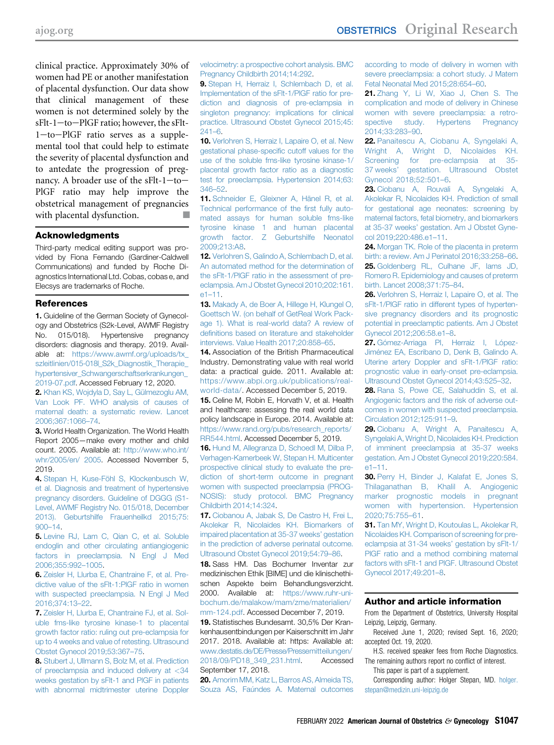clinical practice. Approximately 30% of women had PE or another manifestation of placental dysfunction. Our data show that clinical management of these women is not determined solely by the sFlt-1–to–PlGF ratio; however, the sFlt-1–to–PlGF ratio serves as a supplemental tool that could help to estimate the severity of placental dysfunction and to antedate the progression of pregnancy. A broader use of the sFlt-1–to–PlGF ratio may help improve the obstetrical management of pregnancies with placental dysfunction. ■

## Acknowledgments

Third-party medical editing support was provided by Fiona Fernando (Gardiner-Caldwell Communications) and funded by Roche Diagnostics International Ltd. Cobas, cobas e, and Elecsys are trademarks of Roche.

## References

1. Guideline of the German Society of Gynecology and Obstetrics (S2k-Level, AWMF Registry No. 015/018). Hypertensive pregnancy disorders: diagnosis and therapy. 2019. Available at: https://www.awmf.org/uploads/tx_szleitlinien/015-018l_S2k_Diagnostik_Therapie_hypertensiver_Schwangerschaftserkrankungen_2019-07.pdf. Accessed February 12, 2020.
2. Khan KS, Wojdyla D, Say L, Gülmezoglu AM, Van Look PF. WHO analysis of causes of maternal death: a systematic review. Lancet 2006;367:1066–74.
3. World Health Organization. The World Health Report 2005—make every mother and child count. 2005. Available at: http://www.who.int/whr/2005/en/ 2005. Accessed November 5, 2019.
4. Stepan H, Kuse-Föhl S, Klockenbusch W, et al. Diagnosis and treatment of hypertensive pregnancy disorders. Guideline of DGGG (S1-Level, AWMF Registry No. 015/018, December 2013). Geburtshilfe Frauenheilkd 2015;75:900–14.
5. Levine RJ, Lam C, Qian C, et al. Soluble endoglin and other circulating antiangiogenic factors in preeclampsia. N Engl J Med 2006;355:992–1005.
6. Zeisler H, Llurba E, Chantraine F, et al. Predictive value of the sFlt-1:PlGF ratio in women with suspected preeclampsia. N Engl J Med 2016;374:13–22.
7. Zeisler H, Llurba E, Chantraine FJ, et al. Soluble fms-like tyrosine kinase-1 to placental growth factor ratio: ruling out pre-eclampsia for up to 4 weeks and value of retesting. Ultrasound Obstet Gynecol 2019;53:367–75.
8. Stubert J, Ullmann S, Bolz M, et al. Prediction of preeclampsia and induced delivery at <34 weeks gestation by sFlt-1 and PlGF in patients with abnormal midtrimester uterine Doppler velocimetry: a prospective cohort analysis. BMC Pregnancy Childbirth 2014;14:292.
9. Stepan H, Herraiz I, Schlembach D, et al. Implementation of the sFlt-1/PlGF ratio for prediction and diagnosis of pre-eclampsia in singleton pregnancy: implications for clinical practice. Ultrasound Obstet Gynecol 2015;45:241–6.
10. Verlohren S, Herraiz I, Lapaire O, et al. New gestational phase-specific cutoff values for the use of the soluble fms-like tyrosine kinase-1/placental growth factor ratio as a diagnostic test for preeclampsia. Hypertension 2014;63:346–52.
11. Schneider E, Gleixner A, Hänel R, et al. Technical performance of the first fully automated assays for human soluble fms-like tyrosine kinase 1 and human placental growth factor. Z Geburtshilfe Neonatol 2009;213:A8.
12. Verlohren S, Galindo A, Schlembach D, et al. An automated method for the determination of the sFlt-1/PlGF ratio in the assessment of preeclampsia. Am J Obstet Gynecol 2010;202:161.e1–11.
13. Makady A, de Boer A, Hillege H, Klungel O, Goettsch W. (on behalf of GetReal Work Package 1). What is real-world data? A review of definitions based on literature and stakeholder interviews. Value Health 2017;20:858–65.
14. Association of the British Pharmaceutical Industry. Demonstrating value with real world data: a practical guide. 2011. Available at: https://www.abpi.org.uk/publications/real-world-data/. Accessed December 5, 2019.
15. Celine M, Robin E, Horvath V, et al. Health and healthcare: assessing the real world data policy landscape in Europe. 2014. Available at: https://www.rand.org/pubs/research_reports/RR544.html. Accessed December 5, 2019.
16. Hund M, Allegranza D, Schoedl M, Dilba P, Verhagen-Kamerbeek W, Stepan H. Multicenter prospective clinical study to evaluate the prediction of short-term outcome in pregnant women with suspected preeclampsia (PROGNOSIS): study protocol. BMC Pregnancy Childbirth 2014;14:324.
17. Ciobanou A, Jabak S, De Castro H, Frei L, Akolekar R, Nicolaides KH. Biomarkers of impaired placentation at 35-37 weeks' gestation in the prediction of adverse perinatal outcome. Ultrasound Obstet Gynecol 2019;54:79–86.
18. Sass HM. Das Bochumer Inventar zur medizinischen Ethik [BIME] und die klinischethischen Aspekte beim Behandlungsverzicht. 2000. Available at: https://www.ruhr-uni-bochum.de/malakow/mam/zme/materialien/mm-124.pdf. Accessed December 7, 2019.
19. Statistisches Bundesamt. 30,5% Der Krankenhausentbindungen per Kaiserschnitt im Jahr 2017. 2018. Available at: https: Available at: www.destatis.de/DE/Presse/Pressemitteilungen/2018/09/PD18_349_231.html. Accessed September 17, 2018.
20. Amorim MM, Katz L, Barros AS, Almeida TS, Souza AS, Faúndes A. Maternal outcomes according to mode of delivery in women with severe preeclampsia: a cohort study. J Matern Fetal Neonatal Med 2015;28:654–60.
21. Zhang Y, Li W, Xiao J, Chen S. The complication and mode of delivery in Chinese women with severe preeclampsia: a retrospective study. Hypertens Pregnancy 2014;33:283–90.
22. Panaitescu A, Ciobanu A, Syngelaki A, Wright A, Wright D, Nicolaides KH. Screening for pre-eclampsia at 35-37 weeks' gestation. Ultrasound Obstet Gynecol 2018;52:501–6.
23. Ciobanu A, Rouvali A, Syngelaki A, Akolekar R, Nicolaides KH. Prediction of small for gestational age neonates: screening by maternal factors, fetal biometry, and biomarkers at 35-37 weeks' gestation. Am J Obstet Gynecol 2019;220:486.e1–11.
24. Morgan TK. Role of the placenta in preterm birth: a review. Am J Perinatol 2016;33:258–66.
25. Goldenberg RL, Culhane JF, Iams JD, Romero R. Epidemiology and causes of preterm birth. Lancet 2008;371:75–84.
26. Verlohren S, Herraiz I, Lapaire O, et al. The sFlt-1/PlGF ratio in different types of hypertensive pregnancy disorders and its prognostic potential in preeclamptic patients. Am J Obstet Gynecol 2012;206:58.e1–8.
27. Gómez-Arriaga PI, Herraiz I, López-Jiménez EA, Escribano D, Denk B, Galindo A. Uterine artery Doppler and sFlt-1/PlGF ratio: prognostic value in early-onset pre-eclampsia. Ultrasound Obstet Gynecol 2014;43:525–32.
28. Rana S, Powe CE, Salahuddin S, et al. Angiogenic factors and the risk of adverse outcomes in women with suspected preeclampsia. Circulation 2012;125:911–9.
29. Ciobanu A, Wright A, Panaitescu A, Syngelaki A, Wright D, Nicolaides KH. Prediction of imminent preeclampsia at 35-37 weeks gestation. Am J Obstet Gynecol 2019;220:584.e1–11.
30. Perry H, Binder J, Kalafat E, Jones S, Thilaganathan B, Khalil A. Angiogenic marker prognostic models in pregnant women with hypertension. Hypertension 2020;75:755–61.
31. Tan MY, Wright D, Koutoulas L, Akolekar R, Nicolaides KH. Comparison of screening for preeclampsia at 31-34 weeks' gestation by sFlt-1/PlGF ratio and a method combining maternal factors with sFlt-1 and PlGF. Ultrasound Obstet Gynecol 2017;49:201–8.

## Author and article information

From the Department of Obstetrics, University Hospital Leipzig, Leipzig, Germany.

Received June 1, 2020; revised Sept. 16, 2020; accepted Oct. 19, 2020.

H.S. received speaker fees from Roche Diagnostics. The remaining authors report no conflict of interest.

This paper is part of a supplement.

Corresponding author: Holger Stepan, MD. holger.stepan@medizin.uni-leipzig.de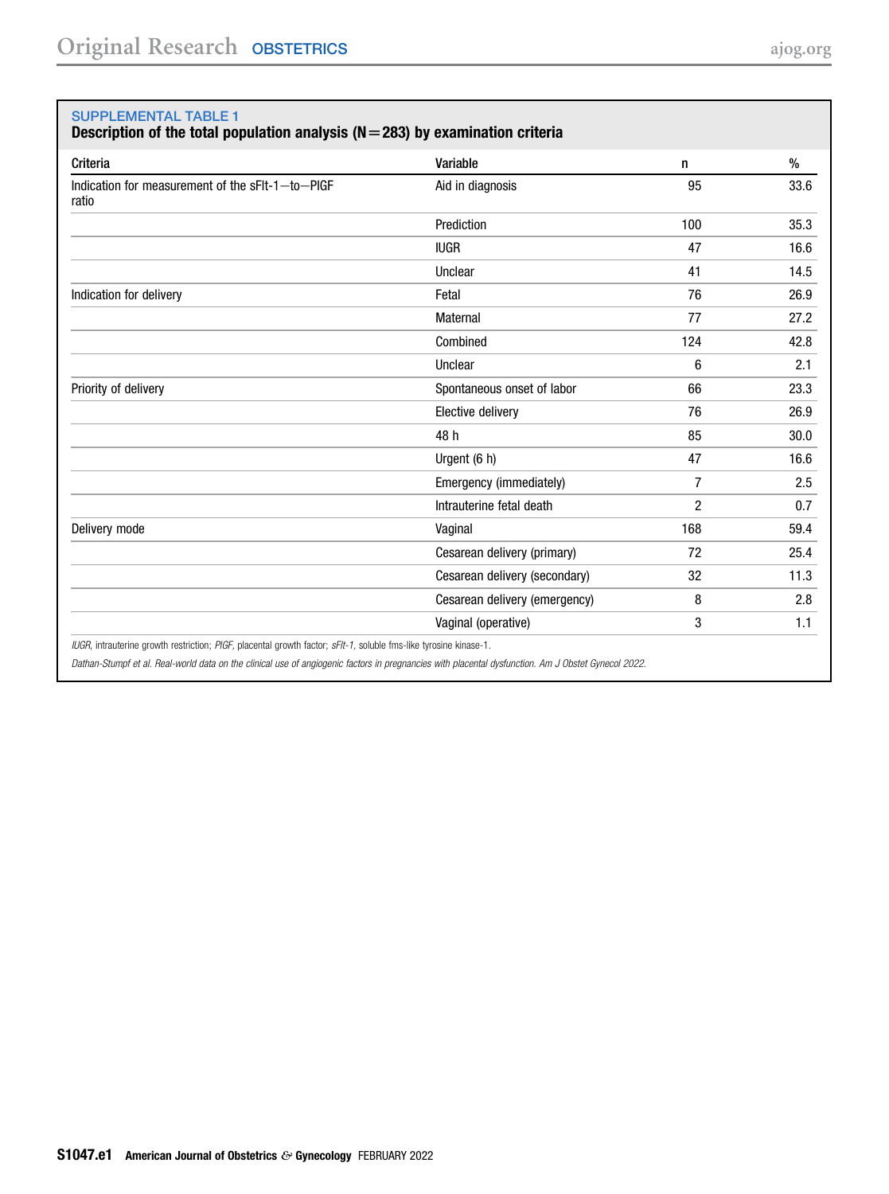**SUPPLEMENTAL TABLE 1**

**Description of the total population analysis (N=283) by examination criteria**

| Criteria | Variable | n | % |
|---|---|---|---|
| Indication for measurement of the sFlt-1—to—PlGF ratio | Aid in diagnosis | 95 | 33.6 |
| | Prediction | 100 | 35.3 |
| | IUGR | 47 | 16.6 |
| | Unclear | 41 | 14.5 |
| Indication for delivery | Fetal | 76 | 26.9 |
| | Maternal | 77 | 27.2 |
| | Combined | 124 | 42.8 |
| | Unclear | 6 | 2.1 |
| Priority of delivery | Spontaneous onset of labor | 66 | 23.3 |
| | Elective delivery | 76 | 26.9 |
| | 48 h | 85 | 30.0 |
| | Urgent (6 h) | 47 | 16.6 |
| | Emergency (immediately) | 7 | 2.5 |
| | Intrauterine fetal death | 2 | 0.7 |
| Delivery mode | Vaginal | 168 | 59.4 |
| | Cesarean delivery (primary) | 72 | 25.4 |
| | Cesarean delivery (secondary) | 32 | 11.3 |
| | Cesarean delivery (emergency) | 8 | 2.8 |
| | Vaginal (operative) | 3 | 1.1 |

*IUGR*, intrauterine growth restriction; *PlGF*, placental growth factor; *sFlt-1*, soluble fms-like tyrosine kinase-1.

*Dathan-Stumpf et al. Real-world data on the clinical use of angiogenic factors in pregnancies with placental dysfunction. Am J Obstet Gynecol 2022.*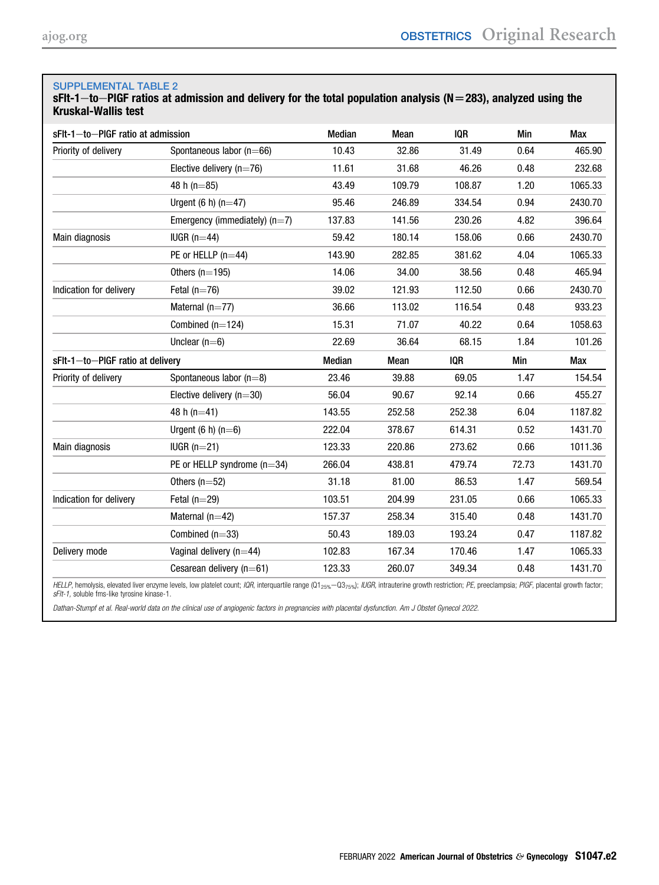**SUPPLEMENTAL TABLE 2**

**sFlt-1—to—PlGF ratios at admission and delivery for the total population analysis (N=283), analyzed using the Kruskal-Wallis test**

| sFlt-1—to—PlGF ratio at admission | | Median | Mean | IQR | Min | Max |
|---|---|---|---|---|---|---|
| Priority of delivery | Spontaneous labor (n=66) | 10.43 | 32.86 | 31.49 | 0.64 | 465.90 |
| | Elective delivery (n=76) | 11.61 | 31.68 | 46.26 | 0.48 | 232.68 |
| | 48 h (n=85) | 43.49 | 109.79 | 108.87 | 1.20 | 1065.33 |
| | Urgent (6 h) (n=47) | 95.46 | 246.89 | 334.54 | 0.94 | 2430.70 |
| | Emergency (immediately) (n=7) | 137.83 | 141.56 | 230.26 | 4.82 | 396.64 |
| Main diagnosis | IUGR (n=44) | 59.42 | 180.14 | 158.06 | 0.66 | 2430.70 |
| | PE or HELLP (n=44) | 143.90 | 282.85 | 381.62 | 4.04 | 1065.33 |
| | Others (n=195) | 14.06 | 34.00 | 38.56 | 0.48 | 465.94 |
| Indication for delivery | Fetal (n=76) | 39.02 | 121.93 | 112.50 | 0.66 | 2430.70 |
| | Maternal (n=77) | 36.66 | 113.02 | 116.54 | 0.48 | 933.23 |
| | Combined (n=124) | 15.31 | 71.07 | 40.22 | 0.64 | 1058.63 |
| | Unclear (n=6) | 22.69 | 36.64 | 68.15 | 1.84 | 101.26 |
| **sFlt-1—to—PlGF ratio at delivery** | | **Median** | **Mean** | **IQR** | **Min** | **Max** |
| Priority of delivery | Spontaneous labor (n=8) | 23.46 | 39.88 | 69.05 | 1.47 | 154.54 |
| | Elective delivery (n=30) | 56.04 | 90.67 | 92.14 | 0.66 | 455.27 |
| | 48 h (n=41) | 143.55 | 252.58 | 252.38 | 6.04 | 1187.82 |
| | Urgent (6 h) (n=6) | 222.04 | 378.67 | 614.31 | 0.52 | 1431.70 |
| Main diagnosis | IUGR (n=21) | 123.33 | 220.86 | 273.62 | 0.66 | 1011.36 |
| | PE or HELLP syndrome (n=34) | 266.04 | 438.81 | 479.74 | 72.73 | 1431.70 |
| | Others (n=52) | 31.18 | 81.00 | 86.53 | 1.47 | 569.54 |
| Indication for delivery | Fetal (n=29) | 103.51 | 204.99 | 231.05 | 0.66 | 1065.33 |
| | Maternal (n=42) | 157.37 | 258.34 | 315.40 | 0.48 | 1431.70 |
| | Combined (n=33) | 50.43 | 189.03 | 193.24 | 0.47 | 1187.82 |
| Delivery mode | Vaginal delivery (n=44) | 102.83 | 167.34 | 170.46 | 1.47 | 1065.33 |
| | Cesarean delivery (n=61) | 123.33 | 260.07 | 349.34 | 0.48 | 1431.70 |

*HELLP*, hemolysis, elevated liver enzyme levels, low platelet count; *IQR*, interquartile range ($Q1_{25\%}$—$Q3_{75\%}$); *IUGR*, intrauterine growth restriction; *PE*, preeclampsia; *PlGF*, placental growth factor; *sFlt-1*, soluble fms-like tyrosine kinase-1.

*Dathan-Stumpf et al. Real-world data on the clinical use of angiogenic factors in pregnancies with placental dysfunction. Am J Obstet Gynecol 2022.*